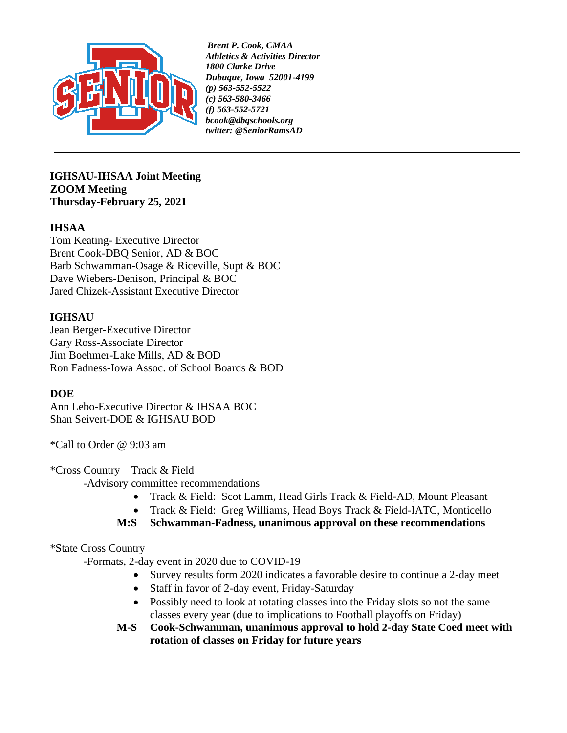*Brent P. Cook, CMAA*
*Athletics & Activities Director*
*1800 Clarke Drive*
*Dubuque, Iowa 52001-4199*
*(p) 563-552-5522*
*(c) 563-580-3466*
*(f) 563-552-5721*
*bcook@dbqschools.org*
*twitter: @SeniorRamsAD*

---

**IGHSAU-IHSAA Joint Meeting**
**ZOOM Meeting**
**Thursday-February 25, 2021**

**IHSAA**
Tom Keating- Executive Director
Brent Cook-DBQ Senior, AD & BOC
Barb Schwamman-Osage & Riceville, Supt & BOC
Dave Wiebers-Denison, Principal & BOC
Jared Chizek-Assistant Executive Director

**IGHSAU**
Jean Berger-Executive Director
Gary Ross-Associate Director
Jim Boehmer-Lake Mills, AD & BOD
Ron Fadness-Iowa Assoc. of School Boards & BOD

**DOE**
Ann Lebo-Executive Director & IHSAA BOC
Shan Seivert-DOE & IGHSAU BOD

*Call to Order @ 9:03 am

*Cross Country – Track & Field

-Advisory committee recommendations

- Track & Field: Scot Lamm, Head Girls Track & Field-AD, Mount Pleasant
- Track & Field: Greg Williams, Head Boys Track & Field-IATC, Monticello

**M:S Schwamman-Fadness, unanimous approval on these recommendations**

*State Cross Country

-Formats, 2-day event in 2020 due to COVID-19

- Survey results form 2020 indicates a favorable desire to continue a 2-day meet
- Staff in favor of 2-day event, Friday-Saturday
- Possibly need to look at rotating classes into the Friday slots so not the same classes every year (due to implications to Football playoffs on Friday)

**M-S Cook-Schwamman, unanimous approval to hold 2-day State Coed meet with rotation of classes on Friday for future years**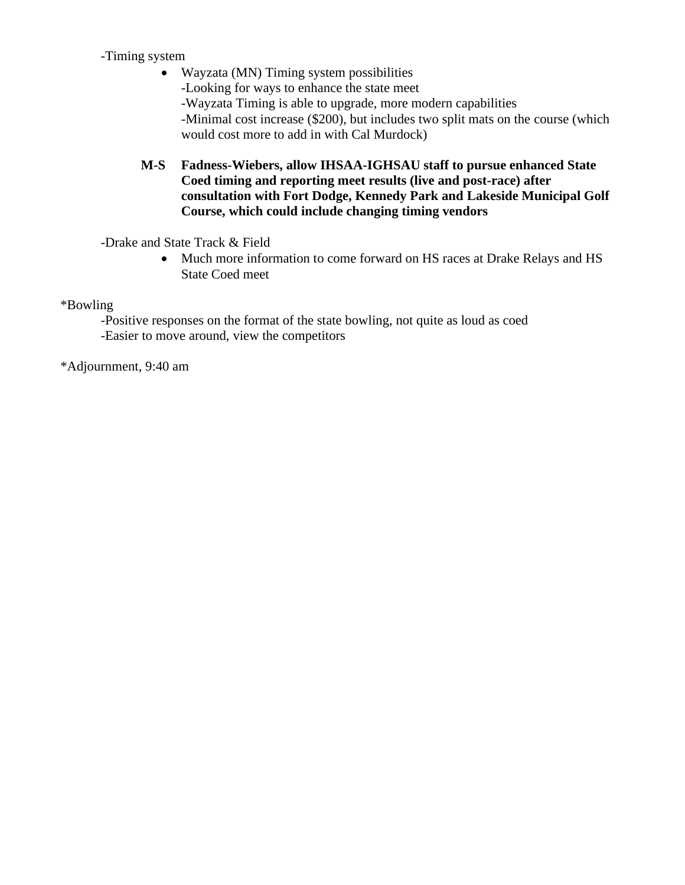-Timing system

- Wayzata (MN) Timing system possibilities
  -Looking for ways to enhance the state meet
  -Wayzata Timing is able to upgrade, more modern capabilities
  -Minimal cost increase ($200), but includes two split mats on the course (which would cost more to add in with Cal Murdock)

**M-S Fadness-Wiebers, allow IHSAA-IGHSAU staff to pursue enhanced State Coed timing and reporting meet results (live and post-race) after consultation with Fort Dodge, Kennedy Park and Lakeside Municipal Golf Course, which could include changing timing vendors**

-Drake and State Track & Field

- Much more information to come forward on HS races at Drake Relays and HS State Coed meet

*Bowling

-Positive responses on the format of the state bowling, not quite as loud as coed
-Easier to move around, view the competitors

*Adjournment, 9:40 am